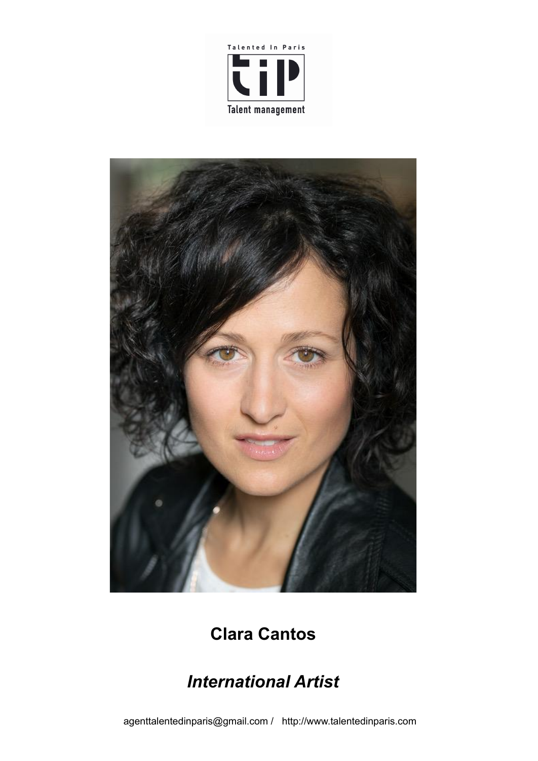Talented In Paris

Talent management

# Clara Cantos

## *International Artist*

agenttalentedinparis@gmail.com / http://www.talentedinparis.com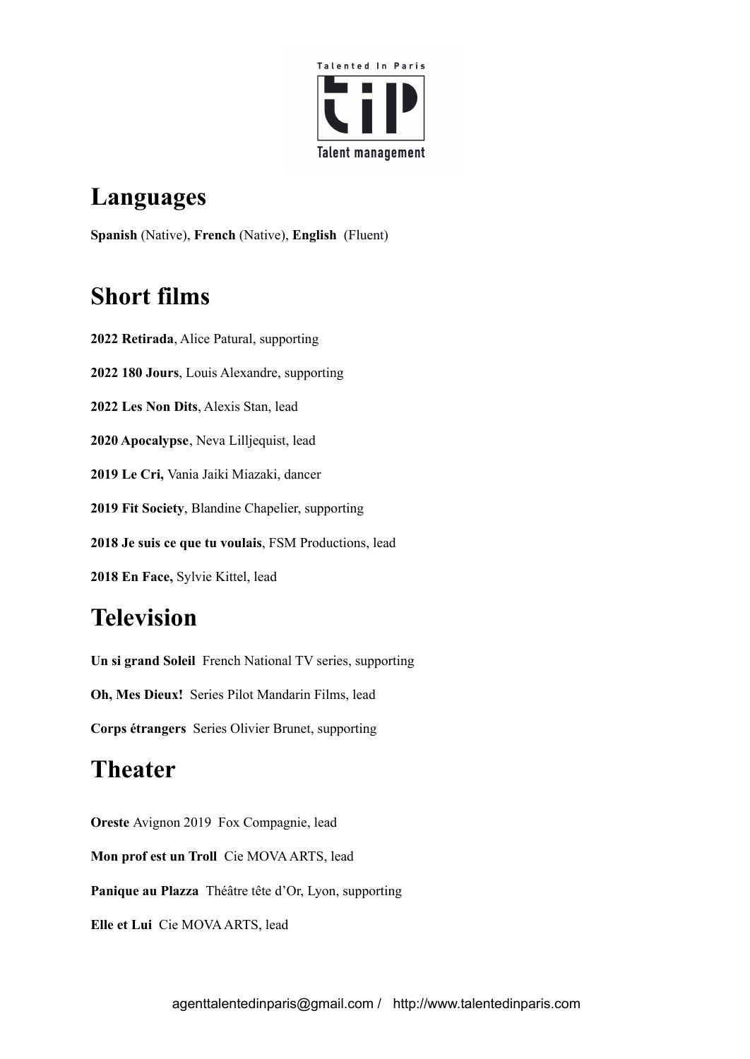## Languages

**Spanish** (Native), **French** (Native), **English** (Fluent)

## Short films

**2022 Retirada**, Alice Patural, supporting

**2022 180 Jours**, Louis Alexandre, supporting

**2022 Les Non Dits**, Alexis Stan, lead

**2020 Apocalypse**, Neva Lilljequist, lead

**2019 Le Cri,** Vania Jaiki Miazaki, dancer

**2019 Fit Society**, Blandine Chapelier, supporting

**2018 Je suis ce que tu voulais**, FSM Productions, lead

**2018 En Face,** Sylvie Kittel, lead

## Television

**Un si grand Soleil** French National TV series, supporting

**Oh, Mes Dieux!** Series Pilot Mandarin Films, lead

**Corps étrangers** Series Olivier Brunet, supporting

## Theater

**Oreste** Avignon 2019 Fox Compagnie, lead

**Mon prof est un Troll** Cie MOVA ARTS, lead

**Panique au Plazza** Théâtre tête d'Or, Lyon, supporting

**Elle et Lui** Cie MOVA ARTS, lead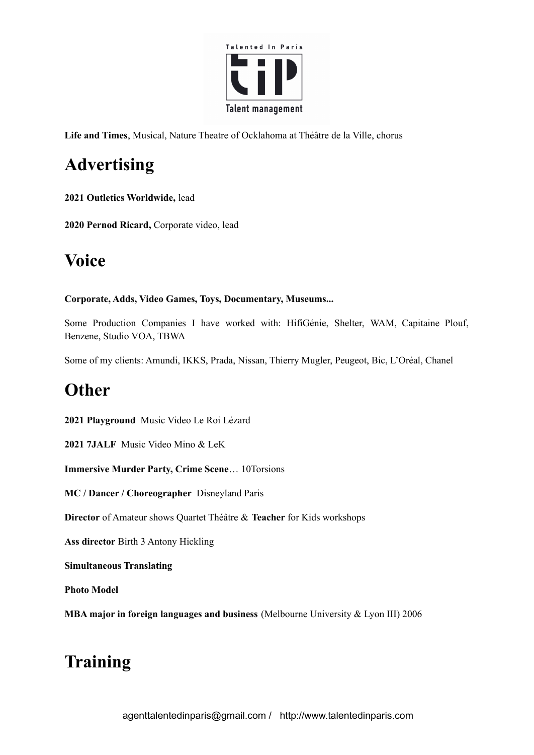**Life and Times**, Musical, Nature Theatre of Ocklahoma at Théâtre de la Ville, chorus

# Advertising

**2021 Outletics Worldwide,** lead

**2020 Pernod Ricard,** Corporate video, lead

# Voice

**Corporate, Adds, Video Games, Toys, Documentary, Museums...**

Some Production Companies I have worked with: HifiGénie, Shelter, WAM, Capitaine Plouf, Benzene, Studio VOA, TBWA

Some of my clients: Amundi, IKKS, Prada, Nissan, Thierry Mugler, Peugeot, Bic, L'Oréal, Chanel

# Other

**2021 Playground** Music Video Le Roi Lézard

**2021 7JALF** Music Video Mino & LeK

**Immersive Murder Party, Crime Scene**… 10Torsions

**MC / Dancer / Choreographer** Disneyland Paris

**Director** of Amateur shows Quartet Théâtre & **Teacher** for Kids workshops

**Ass director** Birth 3 Antony Hickling

**Simultaneous Translating**

**Photo Model**

**MBA major in foreign languages and business** (Melbourne University & Lyon III) 2006

# Training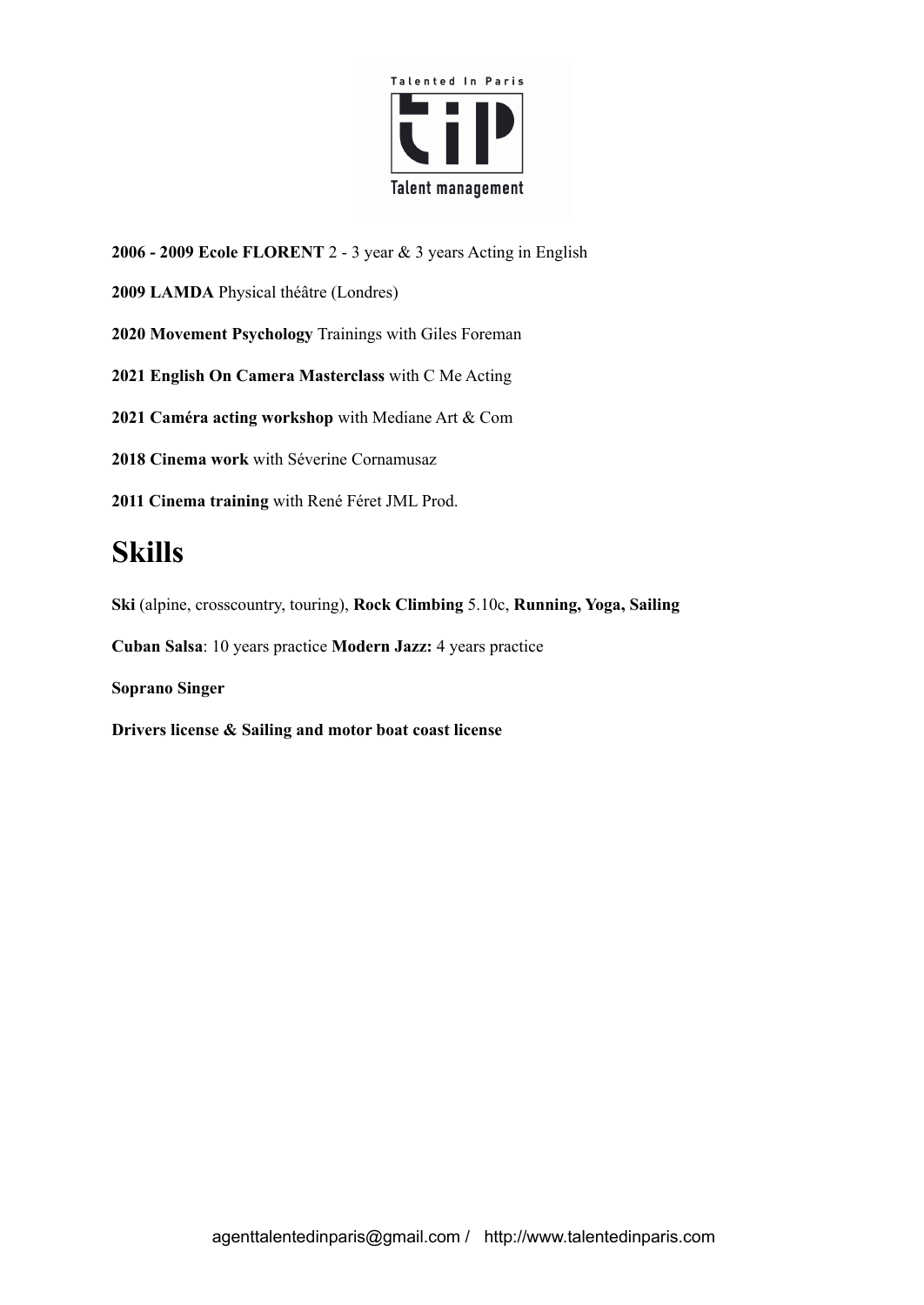**2006 - 2009 Ecole FLORENT** 2 - 3 year & 3 years Acting in English

**2009 LAMDA** Physical théâtre (Londres)

**2020 Movement Psychology** Trainings with Giles Foreman

**2021 English On Camera Masterclass** with C Me Acting

**2021 Caméra acting workshop** with Mediane Art & Com

**2018 Cinema work** with Séverine Cornamusaz

**2011 Cinema training** with René Féret JML Prod.

# Skills

**Ski** (alpine, crosscountry, touring), **Rock Climbing** 5.10c, **Running, Yoga, Sailing**

**Cuban Salsa**: 10 years practice **Modern Jazz:** 4 years practice

**Soprano Singer**

**Drivers license & Sailing and motor boat coast license**